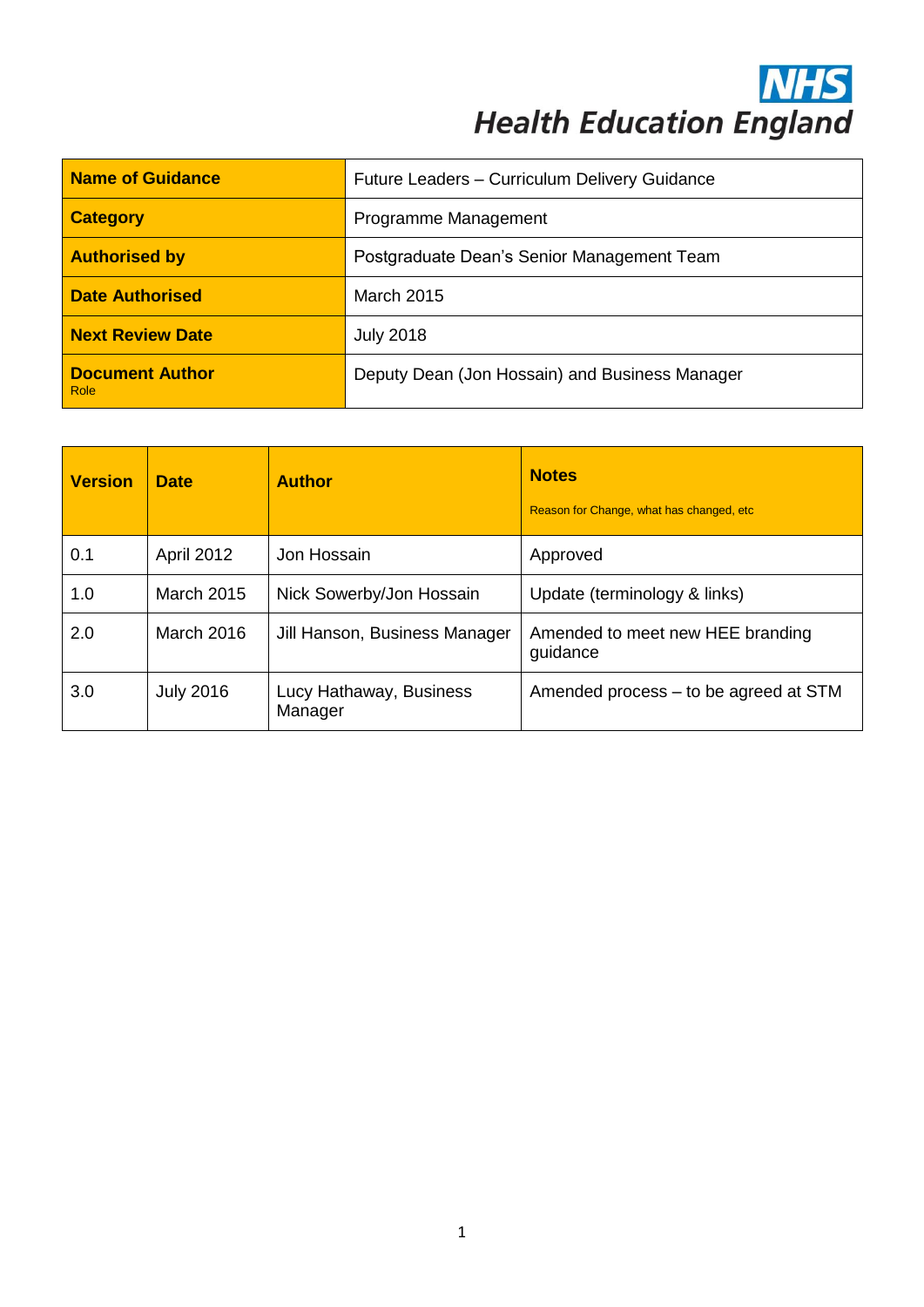**NHS**
**Health Education England**

| **Name of Guidance** | Future Leaders – Curriculum Delivery Guidance |
|---|---|
| **Category** | Programme Management |
| **Authorised by** | Postgraduate Dean's Senior Management Team |
| **Date Authorised** | March 2015 |
| **Next Review Date** | July 2018 |
| **Document Author** Role | Deputy Dean (Jon Hossain) and Business Manager |

| **Version** | **Date** | **Author** | **Notes** Reason for Change, what has changed, etc |
|---|---|---|---|
| 0.1 | April 2012 | Jon Hossain | Approved |
| 1.0 | March 2015 | Nick Sowerby/Jon Hossain | Update (terminology & links) |
| 2.0 | March 2016 | Jill Hanson, Business Manager | Amended to meet new HEE branding guidance |
| 3.0 | July 2016 | Lucy Hathaway, Business Manager | Amended process – to be agreed at STM |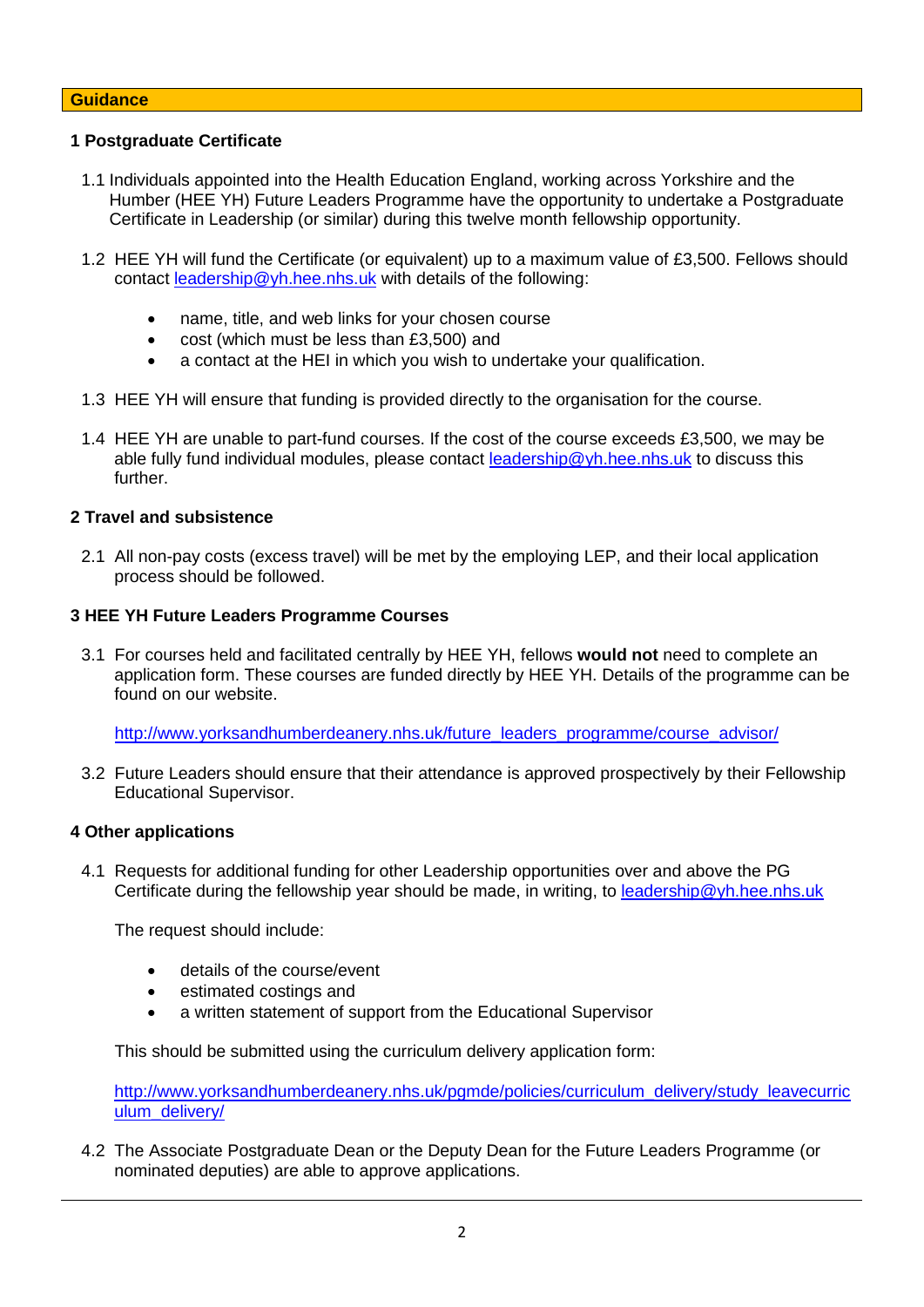**Guidance**

### 1 Postgraduate Certificate

1.1 Individuals appointed into the Health Education England, working across Yorkshire and the Humber (HEE YH) Future Leaders Programme have the opportunity to undertake a Postgraduate Certificate in Leadership (or similar) during this twelve month fellowship opportunity.

1.2 HEE YH will fund the Certificate (or equivalent) up to a maximum value of £3,500. Fellows should contact leadership@yh.hee.nhs.uk with details of the following:

- name, title, and web links for your chosen course
- cost (which must be less than £3,500) and
- a contact at the HEI in which you wish to undertake your qualification.

1.3 HEE YH will ensure that funding is provided directly to the organisation for the course.

1.4 HEE YH are unable to part-fund courses. If the cost of the course exceeds £3,500, we may be able fully fund individual modules, please contact leadership@yh.hee.nhs.uk to discuss this further.

### 2 Travel and subsistence

2.1 All non-pay costs (excess travel) will be met by the employing LEP, and their local application process should be followed.

### 3 HEE YH Future Leaders Programme Courses

3.1 For courses held and facilitated centrally by HEE YH, fellows **would not** need to complete an application form. These courses are funded directly by HEE YH. Details of the programme can be found on our website.

http://www.yorksandhumberdeanery.nhs.uk/future_leaders_programme/course_advisor/

3.2 Future Leaders should ensure that their attendance is approved prospectively by their Fellowship Educational Supervisor.

### 4 Other applications

4.1 Requests for additional funding for other Leadership opportunities over and above the PG Certificate during the fellowship year should be made, in writing, to leadership@yh.hee.nhs.uk

The request should include:

- details of the course/event
- estimated costings and
- a written statement of support from the Educational Supervisor

This should be submitted using the curriculum delivery application form:

http://www.yorksandhumberdeanery.nhs.uk/pgmde/policies/curriculum_delivery/study_leavecurriculum_delivery/

4.2 The Associate Postgraduate Dean or the Deputy Dean for the Future Leaders Programme (or nominated deputies) are able to approve applications.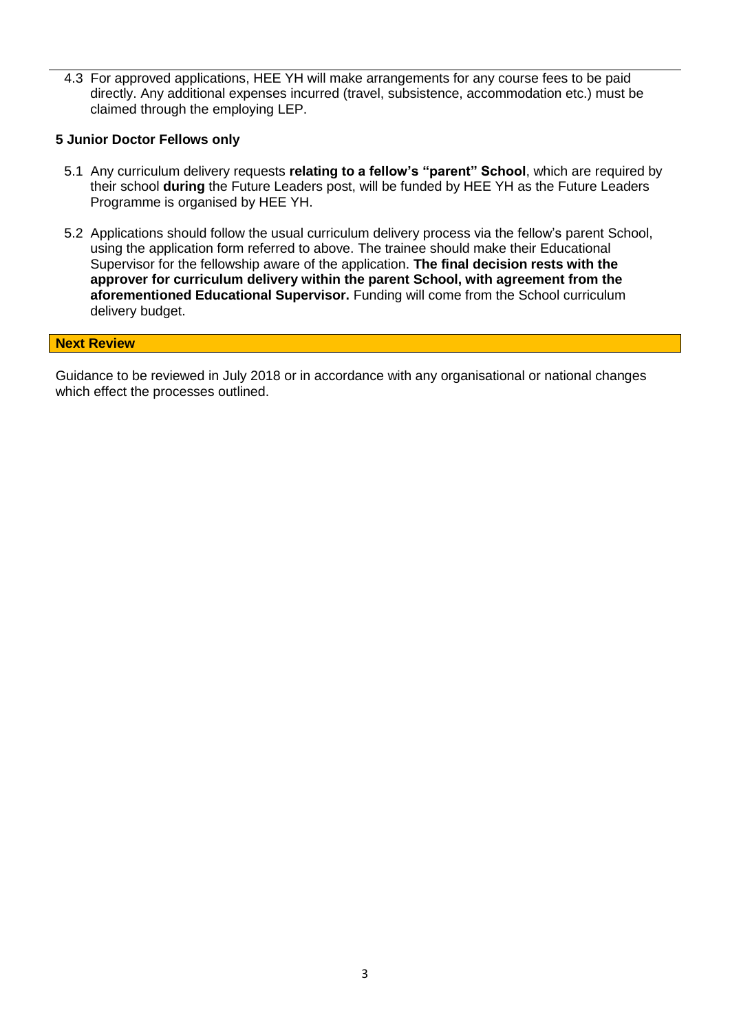4.3 For approved applications, HEE YH will make arrangements for any course fees to be paid directly. Any additional expenses incurred (travel, subsistence, accommodation etc.) must be claimed through the employing LEP.

### 5 Junior Doctor Fellows only

5.1 Any curriculum delivery requests **relating to a fellow's "parent" School**, which are required by their school **during** the Future Leaders post, will be funded by HEE YH as the Future Leaders Programme is organised by HEE YH.

5.2 Applications should follow the usual curriculum delivery process via the fellow's parent School, using the application form referred to above. The trainee should make their Educational Supervisor for the fellowship aware of the application. **The final decision rests with the approver for curriculum delivery within the parent School, with agreement from the aforementioned Educational Supervisor.** Funding will come from the School curriculum delivery budget.

## Next Review

Guidance to be reviewed in July 2018 or in accordance with any organisational or national changes which effect the processes outlined.